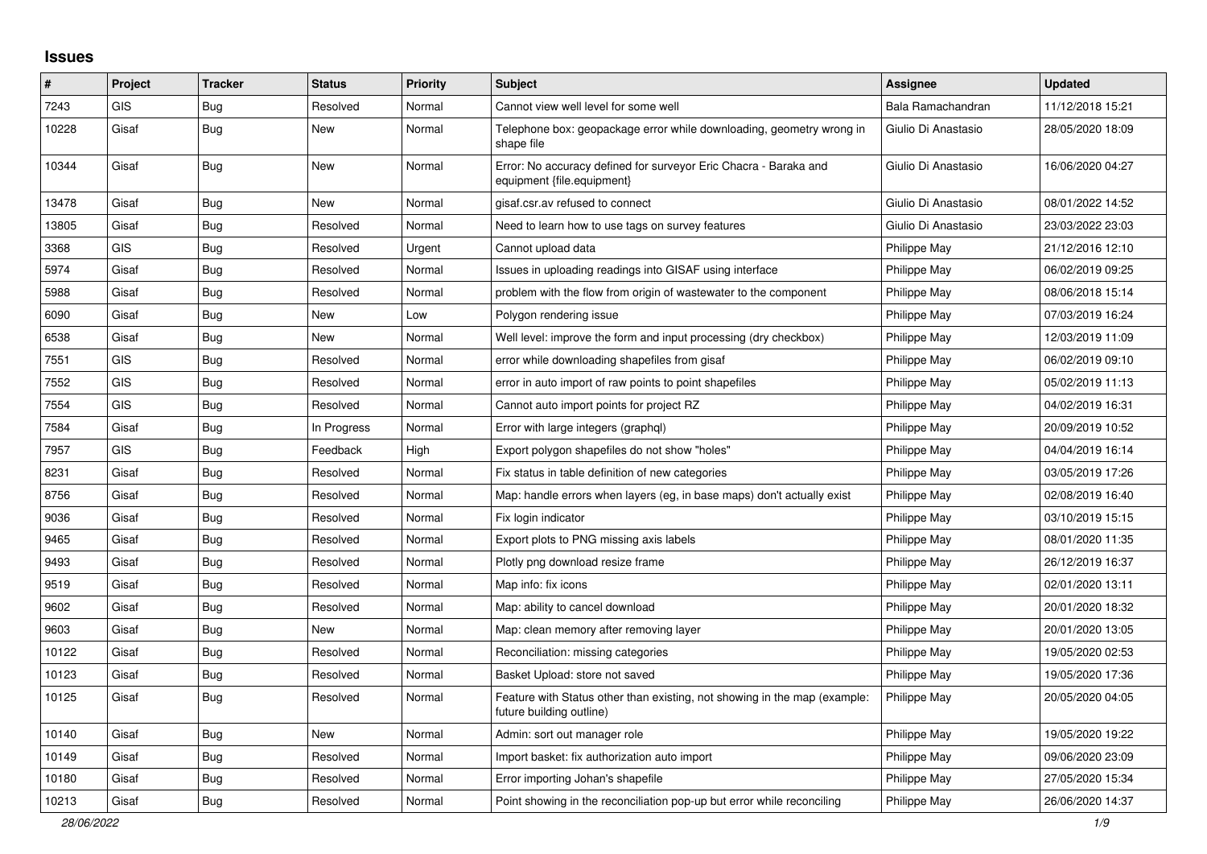## Issues

| # | Project | Tracker | Status | Priority | Subject | Assignee | Updated |
|---|---|---|---|---|---|---|---|
| 7243 | GIS | Bug | Resolved | Normal | Cannot view well level for some well | Bala Ramachandran | 11/12/2018 15:21 |
| 10228 | Gisaf | Bug | New | Normal | Telephone box: geopackage error while downloading, geometry wrong in shape file | Giulio Di Anastasio | 28/05/2020 18:09 |
| 10344 | Gisaf | Bug | New | Normal | Error: No accuracy defined for surveyor Eric Chacra - Baraka and equipment {file.equipment} | Giulio Di Anastasio | 16/06/2020 04:27 |
| 13478 | Gisaf | Bug | New | Normal | gisaf.csr.av refused to connect | Giulio Di Anastasio | 08/01/2022 14:52 |
| 13805 | Gisaf | Bug | Resolved | Normal | Need to learn how to use tags on survey features | Giulio Di Anastasio | 23/03/2022 23:03 |
| 3368 | GIS | Bug | Resolved | Urgent | Cannot upload data | Philippe May | 21/12/2016 12:10 |
| 5974 | Gisaf | Bug | Resolved | Normal | Issues in uploading readings into GISAF using interface | Philippe May | 06/02/2019 09:25 |
| 5988 | Gisaf | Bug | Resolved | Normal | problem with the flow from origin of wastewater to the component | Philippe May | 08/06/2018 15:14 |
| 6090 | Gisaf | Bug | New | Low | Polygon rendering issue | Philippe May | 07/03/2019 16:24 |
| 6538 | Gisaf | Bug | New | Normal | Well level: improve the form and input processing (dry checkbox) | Philippe May | 12/03/2019 11:09 |
| 7551 | GIS | Bug | Resolved | Normal | error while downloading shapefiles from gisaf | Philippe May | 06/02/2019 09:10 |
| 7552 | GIS | Bug | Resolved | Normal | error in auto import of raw points to point shapefiles | Philippe May | 05/02/2019 11:13 |
| 7554 | GIS | Bug | Resolved | Normal | Cannot auto import points for project RZ | Philippe May | 04/02/2019 16:31 |
| 7584 | Gisaf | Bug | In Progress | Normal | Error with large integers (graphql) | Philippe May | 20/09/2019 10:52 |
| 7957 | GIS | Bug | Feedback | High | Export polygon shapefiles do not show "holes" | Philippe May | 04/04/2019 16:14 |
| 8231 | Gisaf | Bug | Resolved | Normal | Fix status in table definition of new categories | Philippe May | 03/05/2019 17:26 |
| 8756 | Gisaf | Bug | Resolved | Normal | Map: handle errors when layers (eg, in base maps) don't actually exist | Philippe May | 02/08/2019 16:40 |
| 9036 | Gisaf | Bug | Resolved | Normal | Fix login indicator | Philippe May | 03/10/2019 15:15 |
| 9465 | Gisaf | Bug | Resolved | Normal | Export plots to PNG missing axis labels | Philippe May | 08/01/2020 11:35 |
| 9493 | Gisaf | Bug | Resolved | Normal | Plotly png download resize frame | Philippe May | 26/12/2019 16:37 |
| 9519 | Gisaf | Bug | Resolved | Normal | Map info: fix icons | Philippe May | 02/01/2020 13:11 |
| 9602 | Gisaf | Bug | Resolved | Normal | Map: ability to cancel download | Philippe May | 20/01/2020 18:32 |
| 9603 | Gisaf | Bug | New | Normal | Map: clean memory after removing layer | Philippe May | 20/01/2020 13:05 |
| 10122 | Gisaf | Bug | Resolved | Normal | Reconciliation: missing categories | Philippe May | 19/05/2020 02:53 |
| 10123 | Gisaf | Bug | Resolved | Normal | Basket Upload: store not saved | Philippe May | 19/05/2020 17:36 |
| 10125 | Gisaf | Bug | Resolved | Normal | Feature with Status other than existing, not showing in the map (example: future building outline) | Philippe May | 20/05/2020 04:05 |
| 10140 | Gisaf | Bug | New | Normal | Admin: sort out manager role | Philippe May | 19/05/2020 19:22 |
| 10149 | Gisaf | Bug | Resolved | Normal | Import basket: fix authorization auto import | Philippe May | 09/06/2020 23:09 |
| 10180 | Gisaf | Bug | Resolved | Normal | Error importing Johan's shapefile | Philippe May | 27/05/2020 15:34 |
| 10213 | Gisaf | Bug | Resolved | Normal | Point showing in the reconciliation pop-up but error while reconciling | Philippe May | 26/06/2020 14:37 |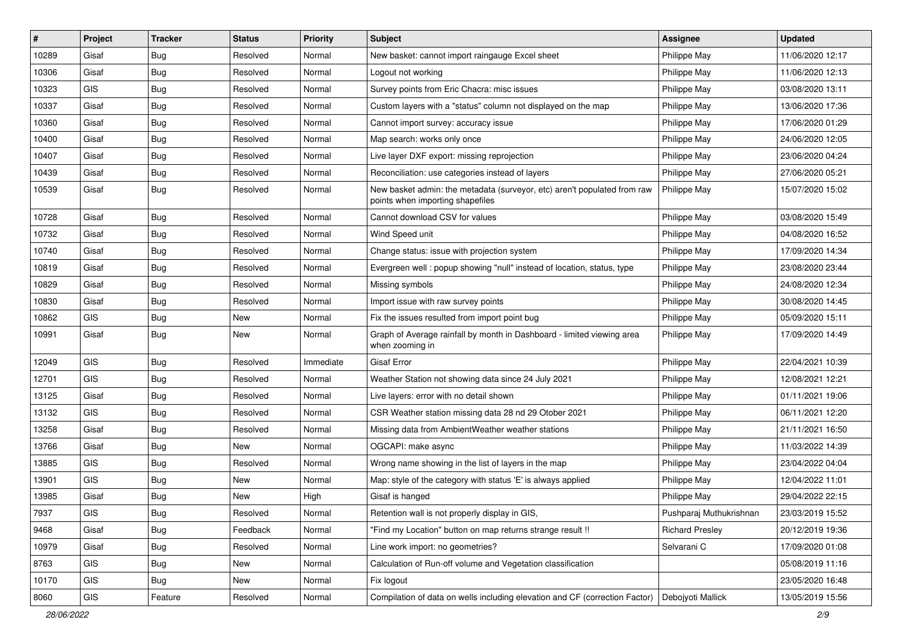| # | Project | Tracker | Status | Priority | Subject | Assignee | Updated |
|---|---|---|---|---|---|---|---|
| 10289 | Gisaf | Bug | Resolved | Normal | New basket: cannot import raingauge Excel sheet | Philippe May | 11/06/2020 12:17 |
| 10306 | Gisaf | Bug | Resolved | Normal | Logout not working | Philippe May | 11/06/2020 12:13 |
| 10323 | GIS | Bug | Resolved | Normal | Survey points from Eric Chacra: misc issues | Philippe May | 03/08/2020 13:11 |
| 10337 | Gisaf | Bug | Resolved | Normal | Custom layers with a "status" column not displayed on the map | Philippe May | 13/06/2020 17:36 |
| 10360 | Gisaf | Bug | Resolved | Normal | Cannot import survey: accuracy issue | Philippe May | 17/06/2020 01:29 |
| 10400 | Gisaf | Bug | Resolved | Normal | Map search: works only once | Philippe May | 24/06/2020 12:05 |
| 10407 | Gisaf | Bug | Resolved | Normal | Live layer DXF export: missing reprojection | Philippe May | 23/06/2020 04:24 |
| 10439 | Gisaf | Bug | Resolved | Normal | Reconciliation: use categories instead of layers | Philippe May | 27/06/2020 05:21 |
| 10539 | Gisaf | Bug | Resolved | Normal | New basket admin: the metadata (surveyor, etc) aren't populated from raw points when importing shapefiles | Philippe May | 15/07/2020 15:02 |
| 10728 | Gisaf | Bug | Resolved | Normal | Cannot download CSV for values | Philippe May | 03/08/2020 15:49 |
| 10732 | Gisaf | Bug | Resolved | Normal | Wind Speed unit | Philippe May | 04/08/2020 16:52 |
| 10740 | Gisaf | Bug | Resolved | Normal | Change status: issue with projection system | Philippe May | 17/09/2020 14:34 |
| 10819 | Gisaf | Bug | Resolved | Normal | Evergreen well : popup showing "null" instead of location, status, type | Philippe May | 23/08/2020 23:44 |
| 10829 | Gisaf | Bug | Resolved | Normal | Missing symbols | Philippe May | 24/08/2020 12:34 |
| 10830 | Gisaf | Bug | Resolved | Normal | Import issue with raw survey points | Philippe May | 30/08/2020 14:45 |
| 10862 | GIS | Bug | New | Normal | Fix the issues resulted from import point bug | Philippe May | 05/09/2020 15:11 |
| 10991 | Gisaf | Bug | New | Normal | Graph of Average rainfall by month in Dashboard - limited viewing area when zooming in | Philippe May | 17/09/2020 14:49 |
| 12049 | GIS | Bug | Resolved | Immediate | Gisaf Error | Philippe May | 22/04/2021 10:39 |
| 12701 | GIS | Bug | Resolved | Normal | Weather Station not showing data since 24 July 2021 | Philippe May | 12/08/2021 12:21 |
| 13125 | Gisaf | Bug | Resolved | Normal | Live layers: error with no detail shown | Philippe May | 01/11/2021 19:06 |
| 13132 | GIS | Bug | Resolved | Normal | CSR Weather station missing data 28 nd 29 Otober 2021 | Philippe May | 06/11/2021 12:20 |
| 13258 | Gisaf | Bug | Resolved | Normal | Missing data from AmbientWeather weather stations | Philippe May | 21/11/2021 16:50 |
| 13766 | Gisaf | Bug | New | Normal | OGCAPI: make async | Philippe May | 11/03/2022 14:39 |
| 13885 | GIS | Bug | Resolved | Normal | Wrong name showing in the list of layers in the map | Philippe May | 23/04/2022 04:04 |
| 13901 | GIS | Bug | New | Normal | Map: style of the category with status 'E' is always applied | Philippe May | 12/04/2022 11:01 |
| 13985 | Gisaf | Bug | New | High | Gisaf is hanged | Philippe May | 29/04/2022 22:15 |
| 7937 | GIS | Bug | Resolved | Normal | Retention wall is not properly display in GIS, | Pushparaj Muthukrishnan | 23/03/2019 15:52 |
| 9468 | Gisaf | Bug | Feedback | Normal | "Find my Location" button on map returns strange result !! | Richard Presley | 20/12/2019 19:36 |
| 10979 | Gisaf | Bug | Resolved | Normal | Line work import: no geometries? | Selvarani C | 17/09/2020 01:08 |
| 8763 | GIS | Bug | New | Normal | Calculation of Run-off volume and Vegetation classification | | 05/08/2019 11:16 |
| 10170 | GIS | Bug | New | Normal | Fix logout | | 23/05/2020 16:48 |
| 8060 | GIS | Feature | Resolved | Normal | Compilation of data on wells including elevation and CF (correction Factor) | Debojyoti Mallick | 13/05/2019 15:56 |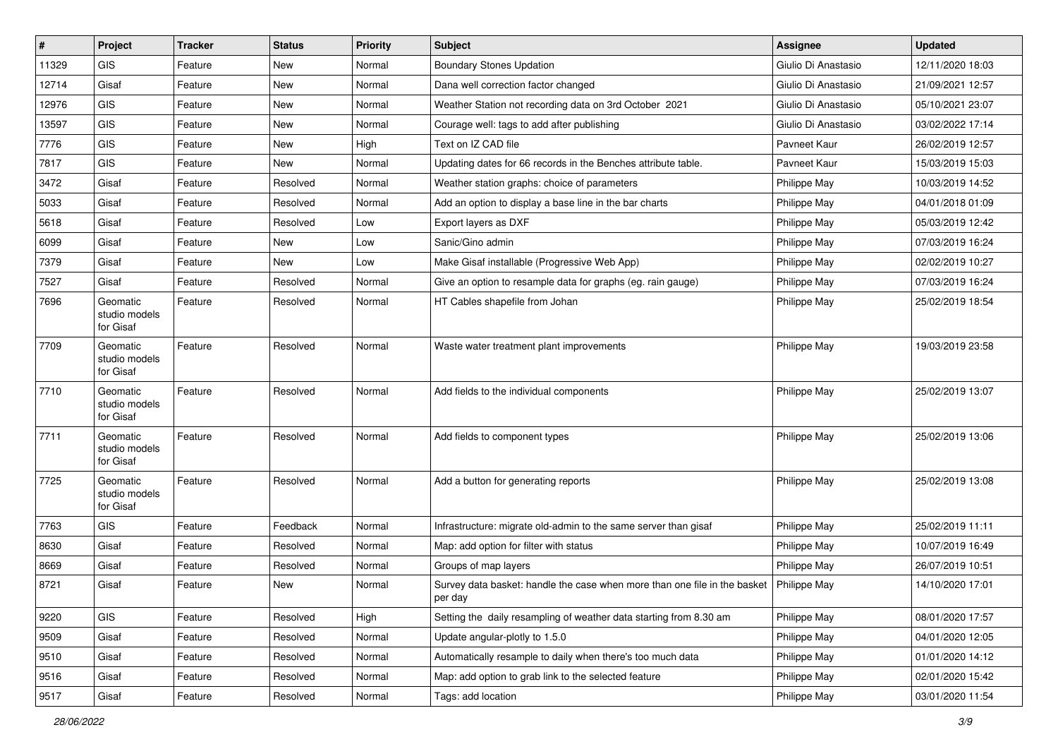| # | Project | Tracker | Status | Priority | Subject | Assignee | Updated |
|---|---|---|---|---|---|---|---|
| 11329 | GIS | Feature | New | Normal | Boundary Stones Updation | Giulio Di Anastasio | 12/11/2020 18:03 |
| 12714 | Gisaf | Feature | New | Normal | Dana well correction factor changed | Giulio Di Anastasio | 21/09/2021 12:57 |
| 12976 | GIS | Feature | New | Normal | Weather Station not recording data on 3rd October 2021 | Giulio Di Anastasio | 05/10/2021 23:07 |
| 13597 | GIS | Feature | New | Normal | Courage well: tags to add after publishing | Giulio Di Anastasio | 03/02/2022 17:14 |
| 7776 | GIS | Feature | New | High | Text on IZ CAD file | Pavneet Kaur | 26/02/2019 12:57 |
| 7817 | GIS | Feature | New | Normal | Updating dates for 66 records in the Benches attribute table. | Pavneet Kaur | 15/03/2019 15:03 |
| 3472 | Gisaf | Feature | Resolved | Normal | Weather station graphs: choice of parameters | Philippe May | 10/03/2019 14:52 |
| 5033 | Gisaf | Feature | Resolved | Normal | Add an option to display a base line in the bar charts | Philippe May | 04/01/2018 01:09 |
| 5618 | Gisaf | Feature | Resolved | Low | Export layers as DXF | Philippe May | 05/03/2019 12:42 |
| 6099 | Gisaf | Feature | New | Low | Sanic/Gino admin | Philippe May | 07/03/2019 16:24 |
| 7379 | Gisaf | Feature | New | Low | Make Gisaf installable (Progressive Web App) | Philippe May | 02/02/2019 10:27 |
| 7527 | Gisaf | Feature | Resolved | Normal | Give an option to resample data for graphs (eg. rain gauge) | Philippe May | 07/03/2019 16:24 |
| 7696 | Geomatic studio models for Gisaf | Feature | Resolved | Normal | HT Cables shapefile from Johan | Philippe May | 25/02/2019 18:54 |
| 7709 | Geomatic studio models for Gisaf | Feature | Resolved | Normal | Waste water treatment plant improvements | Philippe May | 19/03/2019 23:58 |
| 7710 | Geomatic studio models for Gisaf | Feature | Resolved | Normal | Add fields to the individual components | Philippe May | 25/02/2019 13:07 |
| 7711 | Geomatic studio models for Gisaf | Feature | Resolved | Normal | Add fields to component types | Philippe May | 25/02/2019 13:06 |
| 7725 | Geomatic studio models for Gisaf | Feature | Resolved | Normal | Add a button for generating reports | Philippe May | 25/02/2019 13:08 |
| 7763 | GIS | Feature | Feedback | Normal | Infrastructure: migrate old-admin to the same server than gisaf | Philippe May | 25/02/2019 11:11 |
| 8630 | Gisaf | Feature | Resolved | Normal | Map: add option for filter with status | Philippe May | 10/07/2019 16:49 |
| 8669 | Gisaf | Feature | Resolved | Normal | Groups of map layers | Philippe May | 26/07/2019 10:51 |
| 8721 | Gisaf | Feature | New | Normal | Survey data basket: handle the case when more than one file in the basket per day | Philippe May | 14/10/2020 17:01 |
| 9220 | GIS | Feature | Resolved | High | Setting the daily resampling of weather data starting from 8.30 am | Philippe May | 08/01/2020 17:57 |
| 9509 | Gisaf | Feature | Resolved | Normal | Update angular-plotly to 1.5.0 | Philippe May | 04/01/2020 12:05 |
| 9510 | Gisaf | Feature | Resolved | Normal | Automatically resample to daily when there's too much data | Philippe May | 01/01/2020 14:12 |
| 9516 | Gisaf | Feature | Resolved | Normal | Map: add option to grab link to the selected feature | Philippe May | 02/01/2020 15:42 |
| 9517 | Gisaf | Feature | Resolved | Normal | Tags: add location | Philippe May | 03/01/2020 11:54 |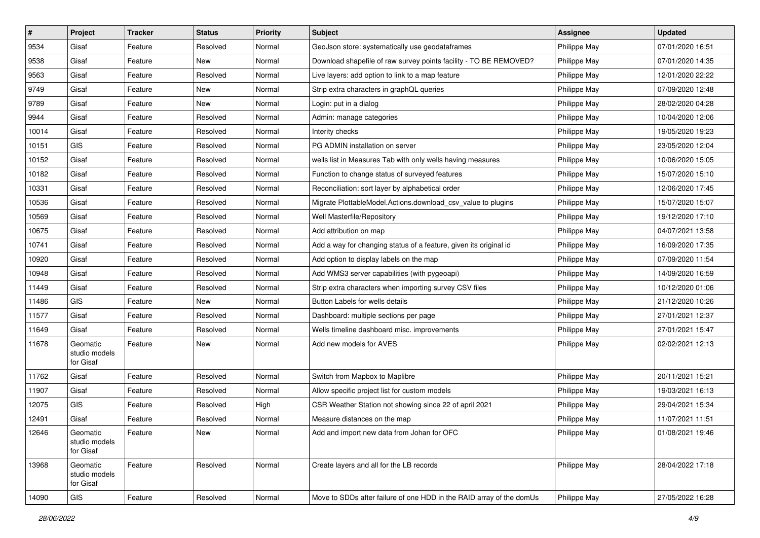| # | Project | Tracker | Status | Priority | Subject | Assignee | Updated |
|---|---|---|---|---|---|---|---|
| 9534 | Gisaf | Feature | Resolved | Normal | GeoJson store: systematically use geodataframes | Philippe May | 07/01/2020 16:51 |
| 9538 | Gisaf | Feature | New | Normal | Download shapefile of raw survey points facility - TO BE REMOVED? | Philippe May | 07/01/2020 14:35 |
| 9563 | Gisaf | Feature | Resolved | Normal | Live layers: add option to link to a map feature | Philippe May | 12/01/2020 22:22 |
| 9749 | Gisaf | Feature | New | Normal | Strip extra characters in graphQL queries | Philippe May | 07/09/2020 12:48 |
| 9789 | Gisaf | Feature | New | Normal | Login: put in a dialog | Philippe May | 28/02/2020 04:28 |
| 9944 | Gisaf | Feature | Resolved | Normal | Admin: manage categories | Philippe May | 10/04/2020 12:06 |
| 10014 | Gisaf | Feature | Resolved | Normal | Interity checks | Philippe May | 19/05/2020 19:23 |
| 10151 | GIS | Feature | Resolved | Normal | PG ADMIN installation on server | Philippe May | 23/05/2020 12:04 |
| 10152 | Gisaf | Feature | Resolved | Normal | wells list in Measures Tab with only wells having measures | Philippe May | 10/06/2020 15:05 |
| 10182 | Gisaf | Feature | Resolved | Normal | Function to change status of surveyed features | Philippe May | 15/07/2020 15:10 |
| 10331 | Gisaf | Feature | Resolved | Normal | Reconciliation: sort layer by alphabetical order | Philippe May | 12/06/2020 17:45 |
| 10536 | Gisaf | Feature | Resolved | Normal | Migrate PlottableModel.Actions.download_csv_value to plugins | Philippe May | 15/07/2020 15:07 |
| 10569 | Gisaf | Feature | Resolved | Normal | Well Masterfile/Repository | Philippe May | 19/12/2020 17:10 |
| 10675 | Gisaf | Feature | Resolved | Normal | Add attribution on map | Philippe May | 04/07/2021 13:58 |
| 10741 | Gisaf | Feature | Resolved | Normal | Add a way for changing status of a feature, given its original id | Philippe May | 16/09/2020 17:35 |
| 10920 | Gisaf | Feature | Resolved | Normal | Add option to display labels on the map | Philippe May | 07/09/2020 11:54 |
| 10948 | Gisaf | Feature | Resolved | Normal | Add WMS3 server capabilities (with pygeoapi) | Philippe May | 14/09/2020 16:59 |
| 11449 | Gisaf | Feature | Resolved | Normal | Strip extra characters when importing survey CSV files | Philippe May | 10/12/2020 01:06 |
| 11486 | GIS | Feature | New | Normal | Button Labels for wells details | Philippe May | 21/12/2020 10:26 |
| 11577 | Gisaf | Feature | Resolved | Normal | Dashboard: multiple sections per page | Philippe May | 27/01/2021 12:37 |
| 11649 | Gisaf | Feature | Resolved | Normal | Wells timeline dashboard misc. improvements | Philippe May | 27/01/2021 15:47 |
| 11678 | Geomatic studio models for Gisaf | Feature | New | Normal | Add new models for AVES | Philippe May | 02/02/2021 12:13 |
| 11762 | Gisaf | Feature | Resolved | Normal | Switch from Mapbox to Maplibre | Philippe May | 20/11/2021 15:21 |
| 11907 | Gisaf | Feature | Resolved | Normal | Allow specific project list for custom models | Philippe May | 19/03/2021 16:13 |
| 12075 | GIS | Feature | Resolved | High | CSR Weather Station not showing since 22 of april 2021 | Philippe May | 29/04/2021 15:34 |
| 12491 | Gisaf | Feature | Resolved | Normal | Measure distances on the map | Philippe May | 11/07/2021 11:51 |
| 12646 | Geomatic studio models for Gisaf | Feature | New | Normal | Add and import new data from Johan for OFC | Philippe May | 01/08/2021 19:46 |
| 13968 | Geomatic studio models for Gisaf | Feature | Resolved | Normal | Create layers and all for the LB records | Philippe May | 28/04/2022 17:18 |
| 14090 | GIS | Feature | Resolved | Normal | Move to SDDs after failure of one HDD in the RAID array of the domUs | Philippe May | 27/05/2022 16:28 |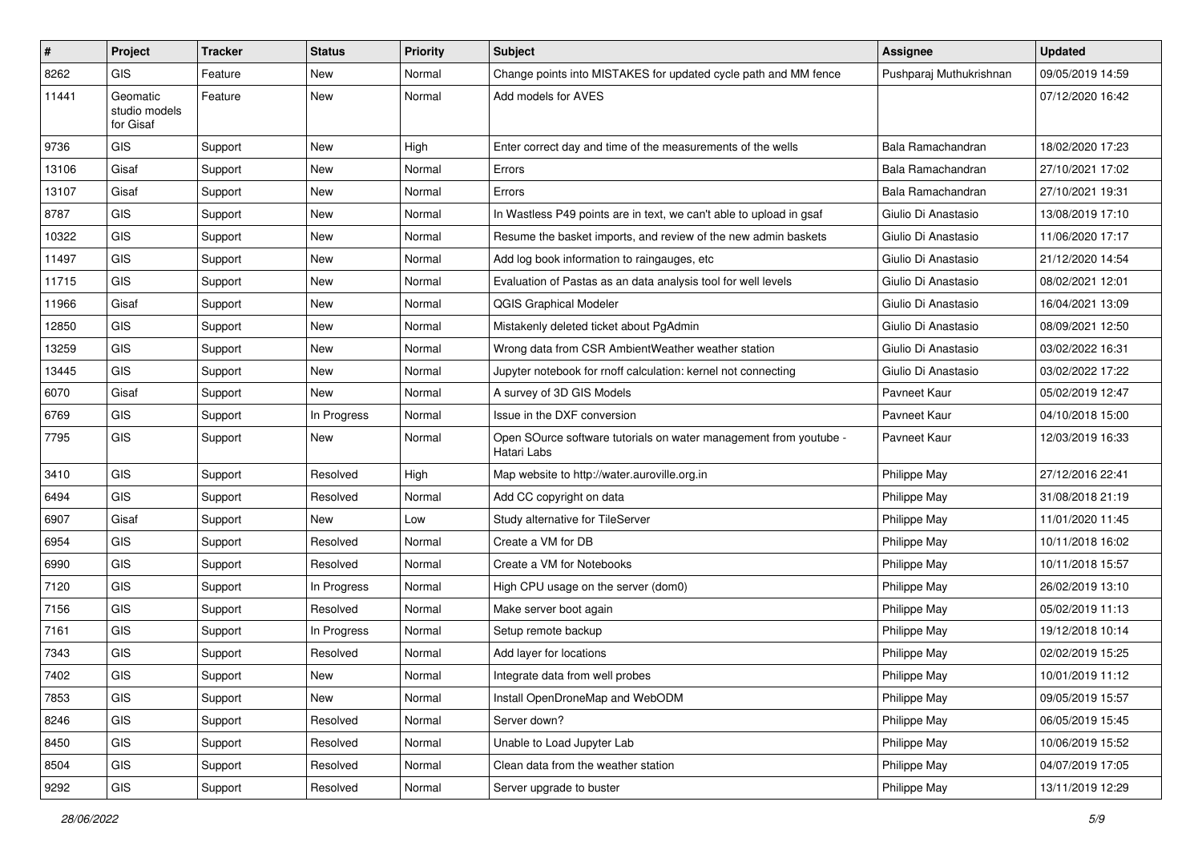| # | Project | Tracker | Status | Priority | Subject | Assignee | Updated |
| --- | --- | --- | --- | --- | --- | --- | --- |
| 8262 | GIS | Feature | New | Normal | Change points into MISTAKES for updated cycle path and MM fence | Pushparaj Muthukrishnan | 09/05/2019 14:59 |
| 11441 | Geomatic studio models for Gisaf | Feature | New | Normal | Add models for AVES | | 07/12/2020 16:42 |
| 9736 | GIS | Support | New | High | Enter correct day and time of the measurements of the wells | Bala Ramachandran | 18/02/2020 17:23 |
| 13106 | Gisaf | Support | New | Normal | Errors | Bala Ramachandran | 27/10/2021 17:02 |
| 13107 | Gisaf | Support | New | Normal | Errors | Bala Ramachandran | 27/10/2021 19:31 |
| 8787 | GIS | Support | New | Normal | In Wastless P49 points are in text, we can't able to upload in gsaf | Giulio Di Anastasio | 13/08/2019 17:10 |
| 10322 | GIS | Support | New | Normal | Resume the basket imports, and review of the new admin baskets | Giulio Di Anastasio | 11/06/2020 17:17 |
| 11497 | GIS | Support | New | Normal | Add log book information to raingauges, etc | Giulio Di Anastasio | 21/12/2020 14:54 |
| 11715 | GIS | Support | New | Normal | Evaluation of Pastas as an data analysis tool for well levels | Giulio Di Anastasio | 08/02/2021 12:01 |
| 11966 | Gisaf | Support | New | Normal | QGIS Graphical Modeler | Giulio Di Anastasio | 16/04/2021 13:09 |
| 12850 | GIS | Support | New | Normal | Mistakenly deleted ticket about PgAdmin | Giulio Di Anastasio | 08/09/2021 12:50 |
| 13259 | GIS | Support | New | Normal | Wrong data from CSR AmbientWeather weather station | Giulio Di Anastasio | 03/02/2022 16:31 |
| 13445 | GIS | Support | New | Normal | Jupyter notebook for rnoff calculation: kernel not connecting | Giulio Di Anastasio | 03/02/2022 17:22 |
| 6070 | Gisaf | Support | New | Normal | A survey of 3D GIS Models | Pavneet Kaur | 05/02/2019 12:47 |
| 6769 | GIS | Support | In Progress | Normal | Issue in the DXF conversion | Pavneet Kaur | 04/10/2018 15:00 |
| 7795 | GIS | Support | New | Normal | Open SOurce software tutorials on water management from youtube - Hatari Labs | Pavneet Kaur | 12/03/2019 16:33 |
| 3410 | GIS | Support | Resolved | High | Map website to http://water.auroville.org.in | Philippe May | 27/12/2016 22:41 |
| 6494 | GIS | Support | Resolved | Normal | Add CC copyright on data | Philippe May | 31/08/2018 21:19 |
| 6907 | Gisaf | Support | New | Low | Study alternative for TileServer | Philippe May | 11/01/2020 11:45 |
| 6954 | GIS | Support | Resolved | Normal | Create a VM for DB | Philippe May | 10/11/2018 16:02 |
| 6990 | GIS | Support | Resolved | Normal | Create a VM for Notebooks | Philippe May | 10/11/2018 15:57 |
| 7120 | GIS | Support | In Progress | Normal | High CPU usage on the server (dom0) | Philippe May | 26/02/2019 13:10 |
| 7156 | GIS | Support | Resolved | Normal | Make server boot again | Philippe May | 05/02/2019 11:13 |
| 7161 | GIS | Support | In Progress | Normal | Setup remote backup | Philippe May | 19/12/2018 10:14 |
| 7343 | GIS | Support | Resolved | Normal | Add layer for locations | Philippe May | 02/02/2019 15:25 |
| 7402 | GIS | Support | New | Normal | Integrate data from well probes | Philippe May | 10/01/2019 11:12 |
| 7853 | GIS | Support | New | Normal | Install OpenDroneMap and WebODM | Philippe May | 09/05/2019 15:57 |
| 8246 | GIS | Support | Resolved | Normal | Server down? | Philippe May | 06/05/2019 15:45 |
| 8450 | GIS | Support | Resolved | Normal | Unable to Load Jupyter Lab | Philippe May | 10/06/2019 15:52 |
| 8504 | GIS | Support | Resolved | Normal | Clean data from the weather station | Philippe May | 04/07/2019 17:05 |
| 9292 | GIS | Support | Resolved | Normal | Server upgrade to buster | Philippe May | 13/11/2019 12:29 |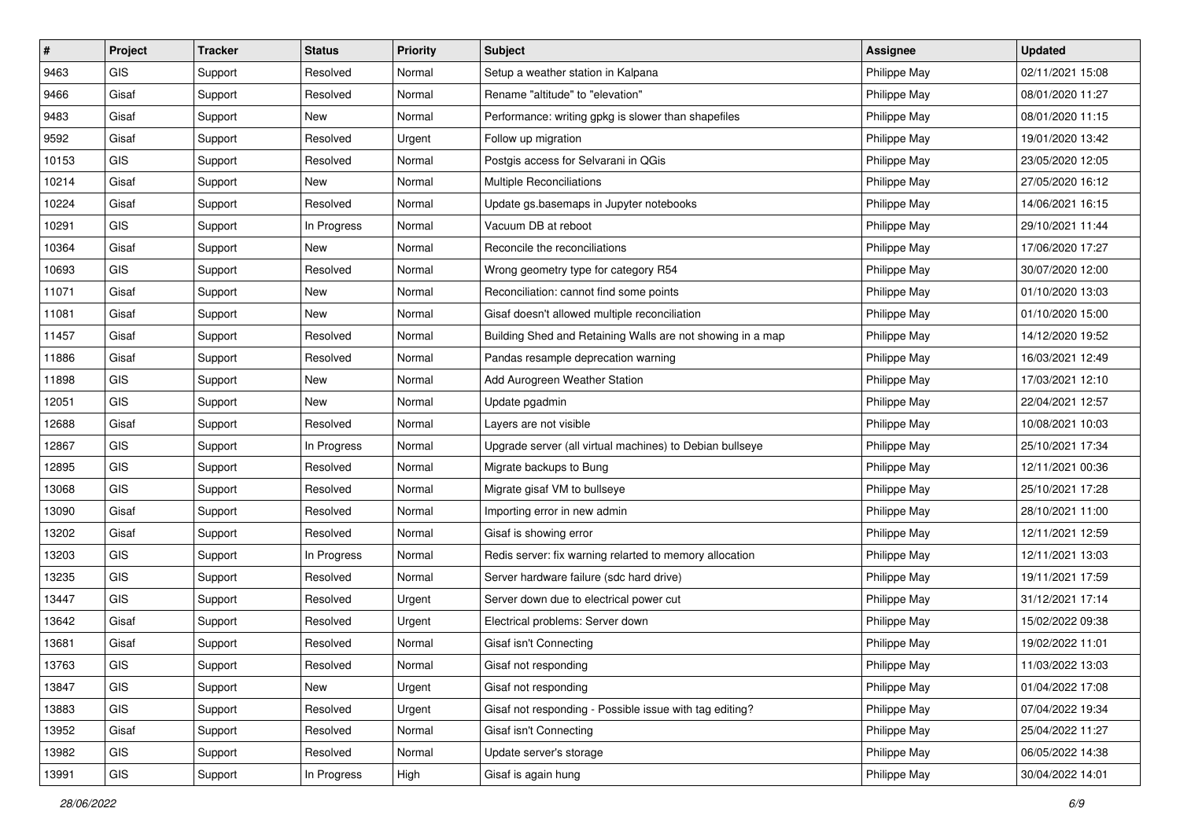| # | Project | Tracker | Status | Priority | Subject | Assignee | Updated |
|---|---|---|---|---|---|---|---|
| 9463 | GIS | Support | Resolved | Normal | Setup a weather station in Kalpana | Philippe May | 02/11/2021 15:08 |
| 9466 | Gisaf | Support | Resolved | Normal | Rename "altitude" to "elevation" | Philippe May | 08/01/2020 11:27 |
| 9483 | Gisaf | Support | New | Normal | Performance: writing gpkg is slower than shapefiles | Philippe May | 08/01/2020 11:15 |
| 9592 | Gisaf | Support | Resolved | Urgent | Follow up migration | Philippe May | 19/01/2020 13:42 |
| 10153 | GIS | Support | Resolved | Normal | Postgis access for Selvarani in QGis | Philippe May | 23/05/2020 12:05 |
| 10214 | Gisaf | Support | New | Normal | Multiple Reconciliations | Philippe May | 27/05/2020 16:12 |
| 10224 | Gisaf | Support | Resolved | Normal | Update gs.basemaps in Jupyter notebooks | Philippe May | 14/06/2021 16:15 |
| 10291 | GIS | Support | In Progress | Normal | Vacuum DB at reboot | Philippe May | 29/10/2021 11:44 |
| 10364 | Gisaf | Support | New | Normal | Reconcile the reconciliations | Philippe May | 17/06/2020 17:27 |
| 10693 | GIS | Support | Resolved | Normal | Wrong geometry type for category R54 | Philippe May | 30/07/2020 12:00 |
| 11071 | Gisaf | Support | New | Normal | Reconciliation: cannot find some points | Philippe May | 01/10/2020 13:03 |
| 11081 | Gisaf | Support | New | Normal | Gisaf doesn't allowed multiple reconciliation | Philippe May | 01/10/2020 15:00 |
| 11457 | Gisaf | Support | Resolved | Normal | Building Shed and Retaining Walls are not showing in a map | Philippe May | 14/12/2020 19:52 |
| 11886 | Gisaf | Support | Resolved | Normal | Pandas resample deprecation warning | Philippe May | 16/03/2021 12:49 |
| 11898 | GIS | Support | New | Normal | Add Aurogreen Weather Station | Philippe May | 17/03/2021 12:10 |
| 12051 | GIS | Support | New | Normal | Update pgadmin | Philippe May | 22/04/2021 12:57 |
| 12688 | Gisaf | Support | Resolved | Normal | Layers are not visible | Philippe May | 10/08/2021 10:03 |
| 12867 | GIS | Support | In Progress | Normal | Upgrade server (all virtual machines) to Debian bullseye | Philippe May | 25/10/2021 17:34 |
| 12895 | GIS | Support | Resolved | Normal | Migrate backups to Bung | Philippe May | 12/11/2021 00:36 |
| 13068 | GIS | Support | Resolved | Normal | Migrate gisaf VM to bullseye | Philippe May | 25/10/2021 17:28 |
| 13090 | Gisaf | Support | Resolved | Normal | Importing error in new admin | Philippe May | 28/10/2021 11:00 |
| 13202 | Gisaf | Support | Resolved | Normal | Gisaf is showing error | Philippe May | 12/11/2021 12:59 |
| 13203 | GIS | Support | In Progress | Normal | Redis server: fix warning relarted to memory allocation | Philippe May | 12/11/2021 13:03 |
| 13235 | GIS | Support | Resolved | Normal | Server hardware failure (sdc hard drive) | Philippe May | 19/11/2021 17:59 |
| 13447 | GIS | Support | Resolved | Urgent | Server down due to electrical power cut | Philippe May | 31/12/2021 17:14 |
| 13642 | Gisaf | Support | Resolved | Urgent | Electrical problems: Server down | Philippe May | 15/02/2022 09:38 |
| 13681 | Gisaf | Support | Resolved | Normal | Gisaf isn't Connecting | Philippe May | 19/02/2022 11:01 |
| 13763 | GIS | Support | Resolved | Normal | Gisaf not responding | Philippe May | 11/03/2022 13:03 |
| 13847 | GIS | Support | New | Urgent | Gisaf not responding | Philippe May | 01/04/2022 17:08 |
| 13883 | GIS | Support | Resolved | Urgent | Gisaf not responding - Possible issue with tag editing? | Philippe May | 07/04/2022 19:34 |
| 13952 | Gisaf | Support | Resolved | Normal | Gisaf isn't Connecting | Philippe May | 25/04/2022 11:27 |
| 13982 | GIS | Support | Resolved | Normal | Update server's storage | Philippe May | 06/05/2022 14:38 |
| 13991 | GIS | Support | In Progress | High | Gisaf is again hung | Philippe May | 30/04/2022 14:01 |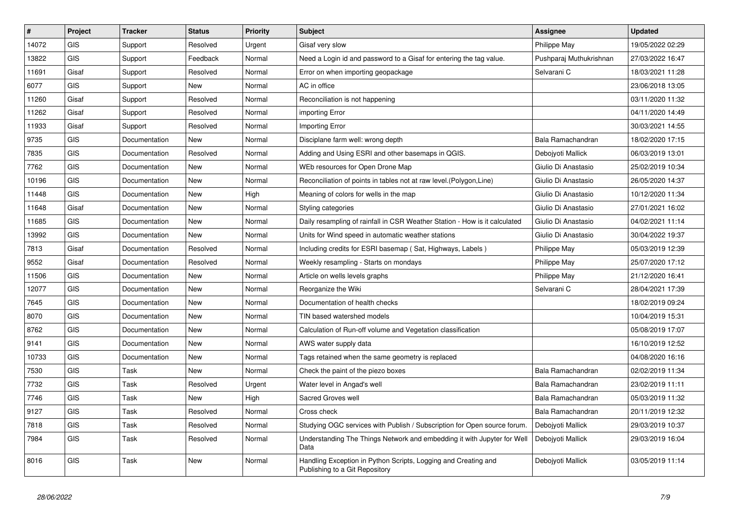| # | Project | Tracker | Status | Priority | Subject | Assignee | Updated |
|---|---|---|---|---|---|---|---|
| 14072 | GIS | Support | Resolved | Urgent | Gisaf very slow | Philippe May | 19/05/2022 02:29 |
| 13822 | GIS | Support | Feedback | Normal | Need a Login id and password to a Gisaf for entering the tag value. | Pushparaj Muthukrishnan | 27/03/2022 16:47 |
| 11691 | Gisaf | Support | Resolved | Normal | Error on when importing geopackage | Selvarani C | 18/03/2021 11:28 |
| 6077 | GIS | Support | New | Normal | AC in office | | 23/06/2018 13:05 |
| 11260 | Gisaf | Support | Resolved | Normal | Reconciliation is not happening | | 03/11/2020 11:32 |
| 11262 | Gisaf | Support | Resolved | Normal | importing Error | | 04/11/2020 14:49 |
| 11933 | Gisaf | Support | Resolved | Normal | Importing Error | | 30/03/2021 14:55 |
| 9735 | GIS | Documentation | New | Normal | Disciplane farm well: wrong depth | Bala Ramachandran | 18/02/2020 17:15 |
| 7835 | GIS | Documentation | Resolved | Normal | Adding and Using ESRI and other basemaps in QGIS. | Debojyoti Mallick | 06/03/2019 13:01 |
| 7762 | GIS | Documentation | New | Normal | WEb resources for Open Drone Map | Giulio Di Anastasio | 25/02/2019 10:34 |
| 10196 | GIS | Documentation | New | Normal | Reconciliation of points in tables not at raw level.(Polygon,Line) | Giulio Di Anastasio | 26/05/2020 14:37 |
| 11448 | GIS | Documentation | New | High | Meaning of colors for wells in the map | Giulio Di Anastasio | 10/12/2020 11:34 |
| 11648 | Gisaf | Documentation | New | Normal | Styling categories | Giulio Di Anastasio | 27/01/2021 16:02 |
| 11685 | GIS | Documentation | New | Normal | Daily resampling of rainfall in CSR Weather Station - How is it calculated | Giulio Di Anastasio | 04/02/2021 11:14 |
| 13992 | GIS | Documentation | New | Normal | Units for Wind speed in automatic weather stations | Giulio Di Anastasio | 30/04/2022 19:37 |
| 7813 | Gisaf | Documentation | Resolved | Normal | Including credits for ESRI basemap ( Sat, Highways, Labels ) | Philippe May | 05/03/2019 12:39 |
| 9552 | Gisaf | Documentation | Resolved | Normal | Weekly resampling - Starts on mondays | Philippe May | 25/07/2020 17:12 |
| 11506 | GIS | Documentation | New | Normal | Article on wells levels graphs | Philippe May | 21/12/2020 16:41 |
| 12077 | GIS | Documentation | New | Normal | Reorganize the Wiki | Selvarani C | 28/04/2021 17:39 |
| 7645 | GIS | Documentation | New | Normal | Documentation of health checks | | 18/02/2019 09:24 |
| 8070 | GIS | Documentation | New | Normal | TIN based watershed models | | 10/04/2019 15:31 |
| 8762 | GIS | Documentation | New | Normal | Calculation of Run-off volume and Vegetation classification | | 05/08/2019 17:07 |
| 9141 | GIS | Documentation | New | Normal | AWS water supply data | | 16/10/2019 12:52 |
| 10733 | GIS | Documentation | New | Normal | Tags retained when the same geometry is replaced | | 04/08/2020 16:16 |
| 7530 | GIS | Task | New | Normal | Check the paint of the piezo boxes | Bala Ramachandran | 02/02/2019 11:34 |
| 7732 | GIS | Task | Resolved | Urgent | Water level in Angad's well | Bala Ramachandran | 23/02/2019 11:11 |
| 7746 | GIS | Task | New | High | Sacred Groves well | Bala Ramachandran | 05/03/2019 11:32 |
| 9127 | GIS | Task | Resolved | Normal | Cross check | Bala Ramachandran | 20/11/2019 12:32 |
| 7818 | GIS | Task | Resolved | Normal | Studying OGC services with Publish / Subscription for Open source forum. | Debojyoti Mallick | 29/03/2019 10:37 |
| 7984 | GIS | Task | Resolved | Normal | Understanding The Things Network and embedding it with Jupyter for Well Data | Debojyoti Mallick | 29/03/2019 16:04 |
| 8016 | GIS | Task | New | Normal | Handling Exception in Python Scripts, Logging and Creating and Publishing to a Git Repository | Debojyoti Mallick | 03/05/2019 11:14 |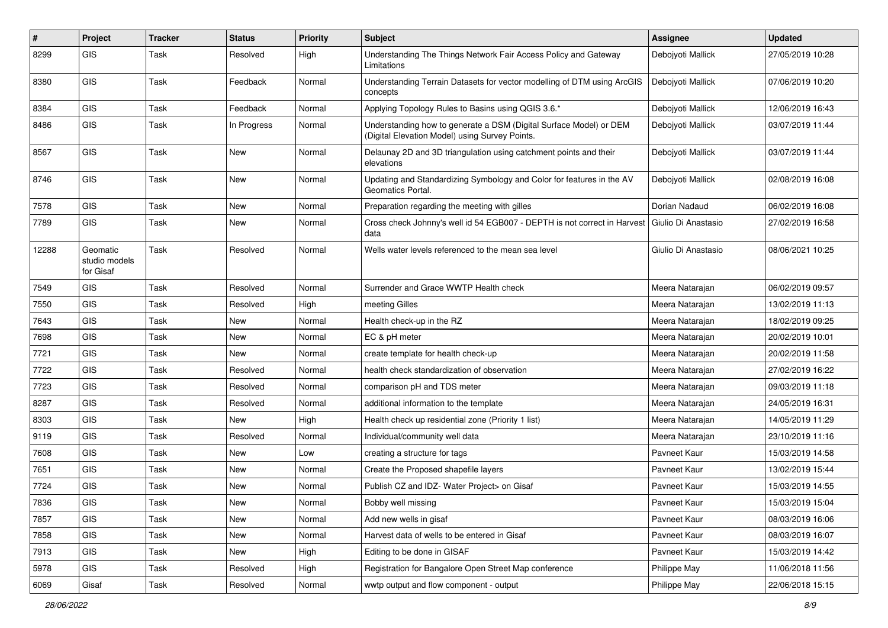| # | Project | Tracker | Status | Priority | Subject | Assignee | Updated |
|---|---|---|---|---|---|---|---|
| 8299 | GIS | Task | Resolved | High | Understanding The Things Network Fair Access Policy and Gateway Limitations | Debojyoti Mallick | 27/05/2019 10:28 |
| 8380 | GIS | Task | Feedback | Normal | Understanding Terrain Datasets for vector modelling of DTM using ArcGIS concepts | Debojyoti Mallick | 07/06/2019 10:20 |
| 8384 | GIS | Task | Feedback | Normal | Applying Topology Rules to Basins using QGIS 3.6.* | Debojyoti Mallick | 12/06/2019 16:43 |
| 8486 | GIS | Task | In Progress | Normal | Understanding how to generate a DSM (Digital Surface Model) or DEM (Digital Elevation Model) using Survey Points. | Debojyoti Mallick | 03/07/2019 11:44 |
| 8567 | GIS | Task | New | Normal | Delaunay 2D and 3D triangulation using catchment points and their elevations | Debojyoti Mallick | 03/07/2019 11:44 |
| 8746 | GIS | Task | New | Normal | Updating and Standardizing Symbology and Color for features in the AV Geomatics Portal. | Debojyoti Mallick | 02/08/2019 16:08 |
| 7578 | GIS | Task | New | Normal | Preparation regarding the meeting with gilles | Dorian Nadaud | 06/02/2019 16:08 |
| 7789 | GIS | Task | New | Normal | Cross check Johnny's well id 54 EGB007 - DEPTH is not correct in Harvest data | Giulio Di Anastasio | 27/02/2019 16:58 |
| 12288 | Geomatic studio models for Gisaf | Task | Resolved | Normal | Wells water levels referenced to the mean sea level | Giulio Di Anastasio | 08/06/2021 10:25 |
| 7549 | GIS | Task | Resolved | Normal | Surrender and Grace WWTP Health check | Meera Natarajan | 06/02/2019 09:57 |
| 7550 | GIS | Task | Resolved | High | meeting Gilles | Meera Natarajan | 13/02/2019 11:13 |
| 7643 | GIS | Task | New | Normal | Health check-up in the RZ | Meera Natarajan | 18/02/2019 09:25 |
| 7698 | GIS | Task | New | Normal | EC & pH meter | Meera Natarajan | 20/02/2019 10:01 |
| 7721 | GIS | Task | New | Normal | create template for health check-up | Meera Natarajan | 20/02/2019 11:58 |
| 7722 | GIS | Task | Resolved | Normal | health check standardization of observation | Meera Natarajan | 27/02/2019 16:22 |
| 7723 | GIS | Task | Resolved | Normal | comparison pH and TDS meter | Meera Natarajan | 09/03/2019 11:18 |
| 8287 | GIS | Task | Resolved | Normal | additional information to the template | Meera Natarajan | 24/05/2019 16:31 |
| 8303 | GIS | Task | New | High | Health check up residential zone (Priority 1 list) | Meera Natarajan | 14/05/2019 11:29 |
| 9119 | GIS | Task | Resolved | Normal | Individual/community well data | Meera Natarajan | 23/10/2019 11:16 |
| 7608 | GIS | Task | New | Low | creating a structure for tags | Pavneet Kaur | 15/03/2019 14:58 |
| 7651 | GIS | Task | New | Normal | Create the Proposed shapefile layers | Pavneet Kaur | 13/02/2019 15:44 |
| 7724 | GIS | Task | New | Normal | Publish CZ and IDZ- Water Project> on Gisaf | Pavneet Kaur | 15/03/2019 14:55 |
| 7836 | GIS | Task | New | Normal | Bobby well missing | Pavneet Kaur | 15/03/2019 15:04 |
| 7857 | GIS | Task | New | Normal | Add new wells in gisaf | Pavneet Kaur | 08/03/2019 16:06 |
| 7858 | GIS | Task | New | Normal | Harvest data of wells to be entered in Gisaf | Pavneet Kaur | 08/03/2019 16:07 |
| 7913 | GIS | Task | New | High | Editing to be done in GISAF | Pavneet Kaur | 15/03/2019 14:42 |
| 5978 | GIS | Task | Resolved | High | Registration for Bangalore Open Street Map conference | Philippe May | 11/06/2018 11:56 |
| 6069 | Gisaf | Task | Resolved | Normal | wwtp output and flow component - output | Philippe May | 22/06/2018 15:15 |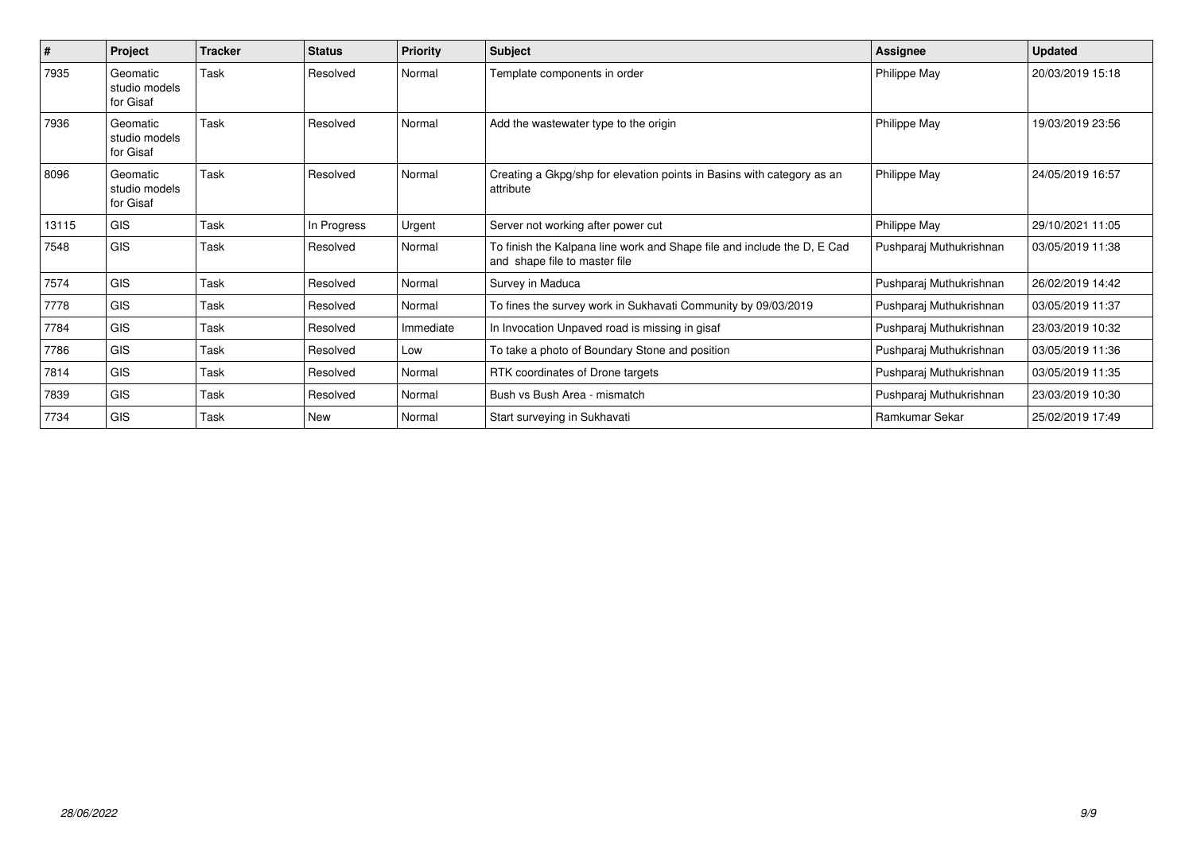| # | Project | Tracker | Status | Priority | Subject | Assignee | Updated |
|---|---|---|---|---|---|---|---|
| 7935 | Geomatic studio models for Gisaf | Task | Resolved | Normal | Template components in order | Philippe May | 20/03/2019 15:18 |
| 7936 | Geomatic studio models for Gisaf | Task | Resolved | Normal | Add the wastewater type to the origin | Philippe May | 19/03/2019 23:56 |
| 8096 | Geomatic studio models for Gisaf | Task | Resolved | Normal | Creating a Gkpg/shp for elevation points in Basins with category as an attribute | Philippe May | 24/05/2019 16:57 |
| 13115 | GIS | Task | In Progress | Urgent | Server not working after power cut | Philippe May | 29/10/2021 11:05 |
| 7548 | GIS | Task | Resolved | Normal | To finish the Kalpana line work and Shape file and include the D, E Cad and shape file to master file | Pushparaj Muthukrishnan | 03/05/2019 11:38 |
| 7574 | GIS | Task | Resolved | Normal | Survey in Maduca | Pushparaj Muthukrishnan | 26/02/2019 14:42 |
| 7778 | GIS | Task | Resolved | Normal | To fines the survey work in Sukhavati Community by 09/03/2019 | Pushparaj Muthukrishnan | 03/05/2019 11:37 |
| 7784 | GIS | Task | Resolved | Immediate | In Invocation Unpaved road is missing in gisaf | Pushparaj Muthukrishnan | 23/03/2019 10:32 |
| 7786 | GIS | Task | Resolved | Low | To take a photo of Boundary Stone and position | Pushparaj Muthukrishnan | 03/05/2019 11:36 |
| 7814 | GIS | Task | Resolved | Normal | RTK coordinates of Drone targets | Pushparaj Muthukrishnan | 03/05/2019 11:35 |
| 7839 | GIS | Task | Resolved | Normal | Bush vs Bush Area - mismatch | Pushparaj Muthukrishnan | 23/03/2019 10:30 |
| 7734 | GIS | Task | New | Normal | Start surveying in Sukhavati | Ramkumar Sekar | 25/02/2019 17:49 |